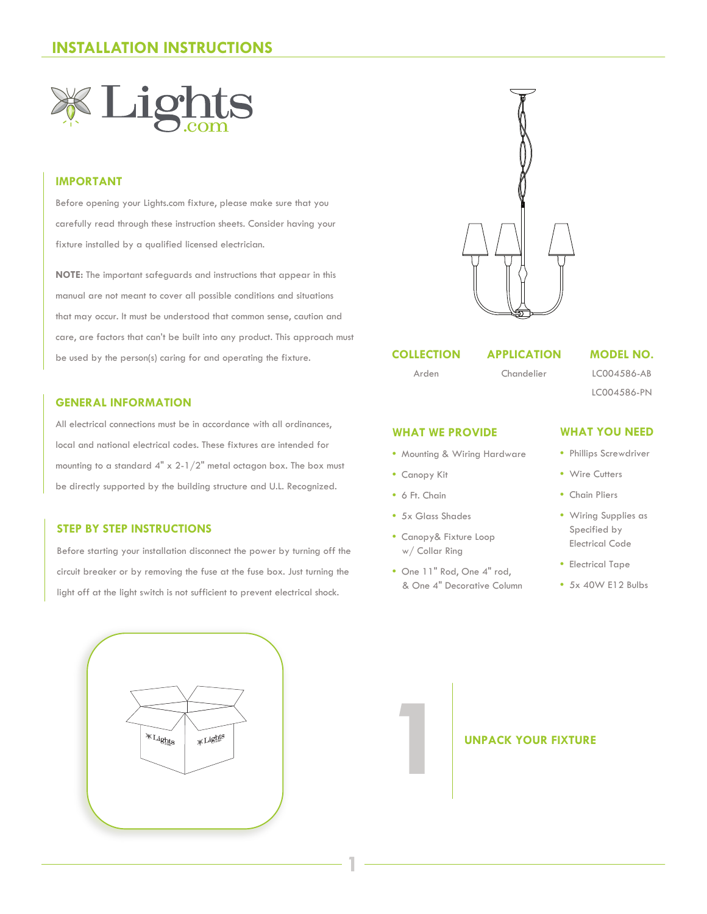# INSTALLATION INSTRUCTIONS

Lights.com

## IMPORTANT

Before opening your Lights.com fixture, please make sure that you carefully read through these instruction sheets. Consider having your fixture installed by a qualified licensed electrician.

**NOTE:** The important safeguards and instructions that appear in this manual are not meant to cover all possible conditions and situations that may occur. It must be understood that common sense, caution and care, are factors that can't be built into any product. This approach must be used by the person(s) caring for and operating the fixture.

## GENERAL INFORMATION

All electrical connections must be in accordance with all ordinances, local and national electrical codes. These fixtures are intended for mounting to a standard 4" x 2-1/2" metal octagon box. The box must be directly supported by the building structure and U.L. Recognized.

## STEP BY STEP INSTRUCTIONS

Before starting your installation disconnect the power by turning off the circuit breaker or by removing the fuse at the fuse box. Just turning the light off at the light switch is not sufficient to prevent electrical shock.

| COLLECTION | APPLICATION | MODEL NO. |
|---|---|---|
| Arden | Chandelier | LC004586-AB |
| | | LC004586-PN |

## WHAT WE PROVIDE

- Mounting & Wiring Hardware
- Canopy Kit
- 6 Ft. Chain
- 5x Glass Shades
- Canopy& Fixture Loop w/ Collar Ring
- One 11" Rod, One 4" rod, & One 4" Decorative Column

## WHAT YOU NEED

- Phillips Screwdriver
- Wire Cutters
- Chain Pliers
- Wiring Supplies as Specified by Electrical Code
- Electrical Tape
- 5x 40W E12 Bulbs

## 1 UNPACK YOUR FIXTURE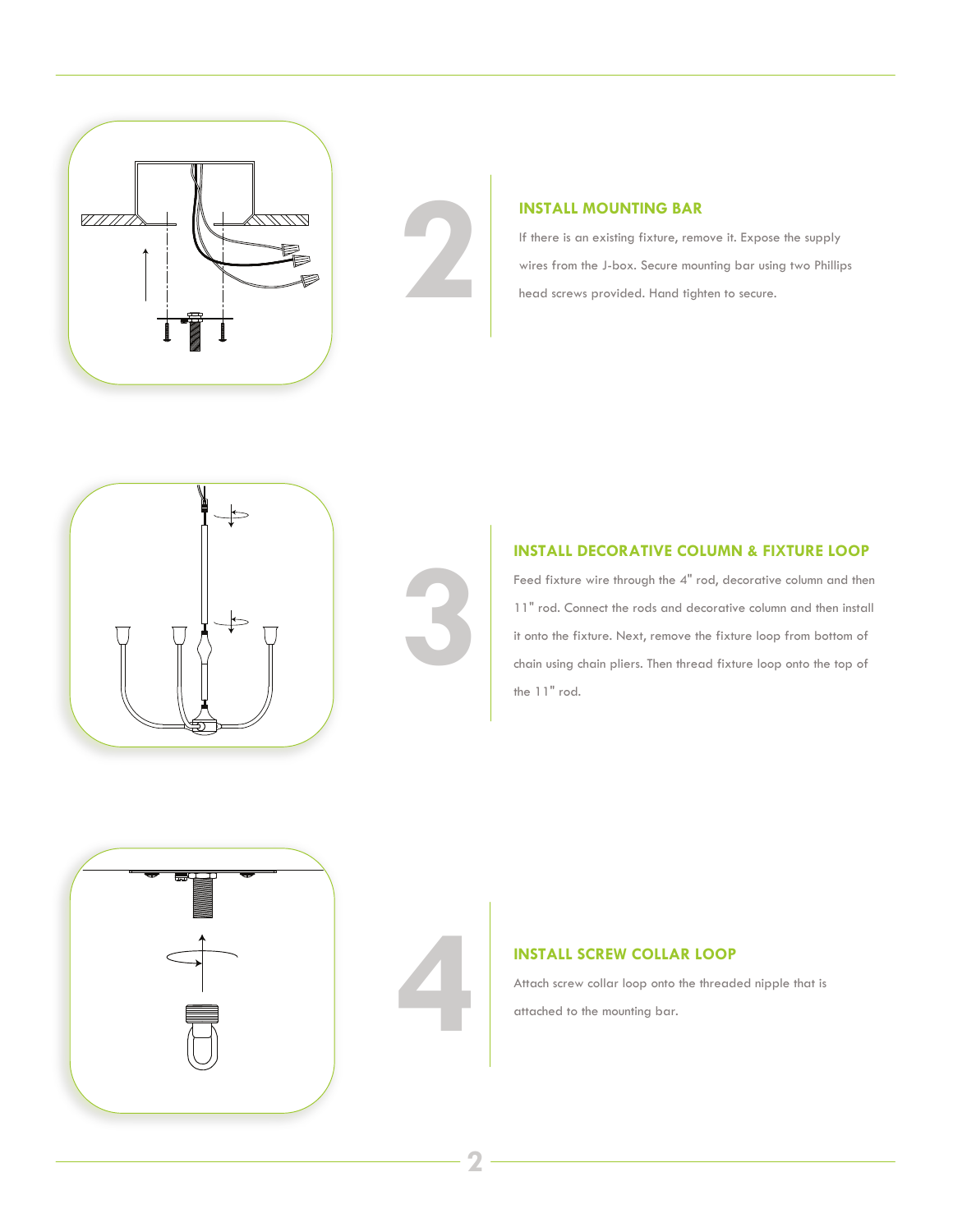## 2 INSTALL MOUNTING BAR

If there is an existing fixture, remove it. Expose the supply wires from the J-box. Secure mounting bar using two Phillips head screws provided. Hand tighten to secure.

## 3 INSTALL DECORATIVE COLUMN & FIXTURE LOOP

Feed fixture wire through the 4" rod, decorative column and then 11" rod. Connect the rods and decorative column and then install it onto the fixture. Next, remove the fixture loop from bottom of chain using chain pliers. Then thread fixture loop onto the top of the 11" rod.

## 4 INSTALL SCREW COLLAR LOOP

Attach screw collar loop onto the threaded nipple that is attached to the mounting bar.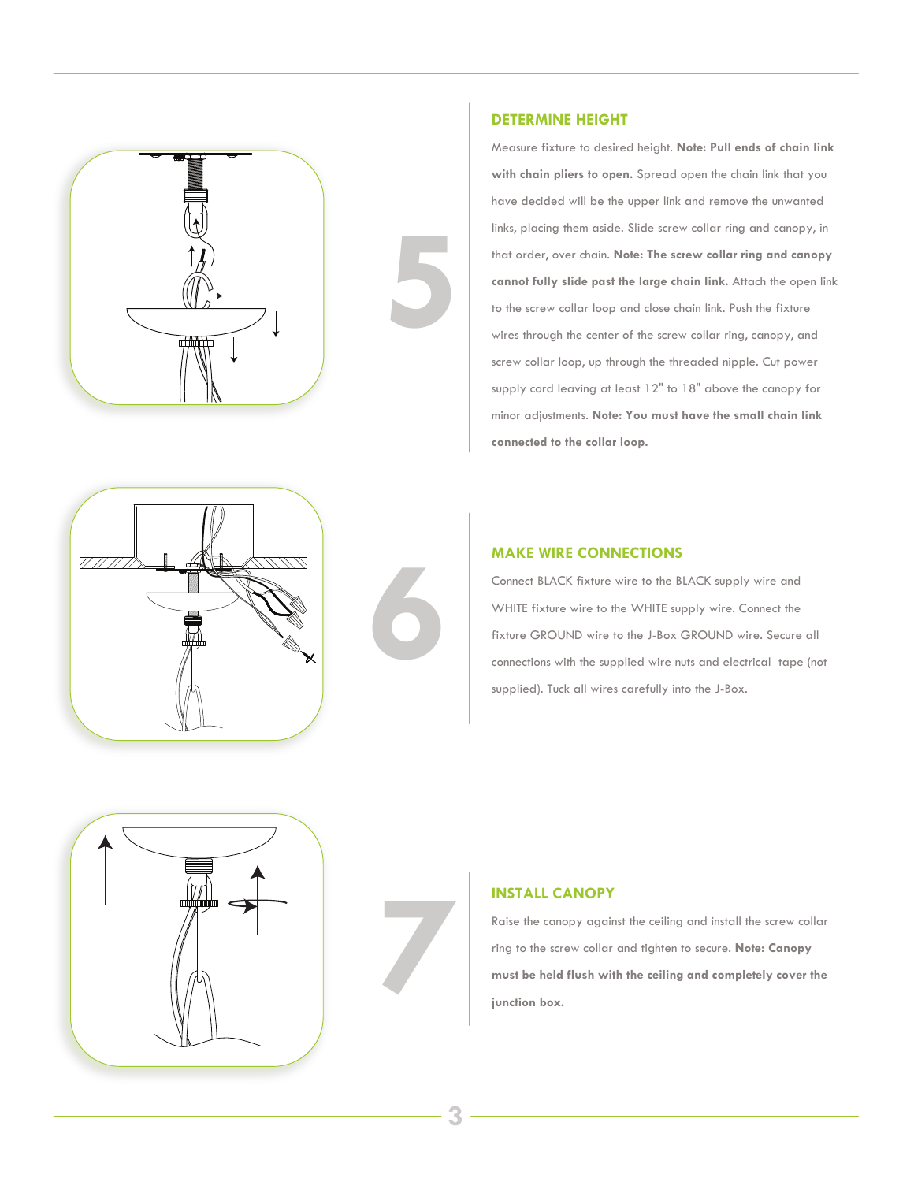## 5 DETERMINE HEIGHT

Measure fixture to desired height. **Note: Pull ends of chain link with chain pliers to open.** Spread open the chain link that you have decided will be the upper link and remove the unwanted links, placing them aside. Slide screw collar ring and canopy, in that order, over chain. **Note: The screw collar ring and canopy cannot fully slide past the large chain link.** Attach the open link to the screw collar loop and close chain link. Push the fixture wires through the center of the screw collar ring, canopy, and screw collar loop, up through the threaded nipple. Cut power supply cord leaving at least 12" to 18" above the canopy for minor adjustments. **Note: You must have the small chain link connected to the collar loop.**

## 6 MAKE WIRE CONNECTIONS

Connect BLACK fixture wire to the BLACK supply wire and WHITE fixture wire to the WHITE supply wire. Connect the fixture GROUND wire to the J-Box GROUND wire. Secure all connections with the supplied wire nuts and electrical tape (not supplied). Tuck all wires carefully into the J-Box.

## 7 INSTALL CANOPY

Raise the canopy against the ceiling and install the screw collar ring to the screw collar and tighten to secure. **Note: Canopy must be held flush with the ceiling and completely cover the junction box.**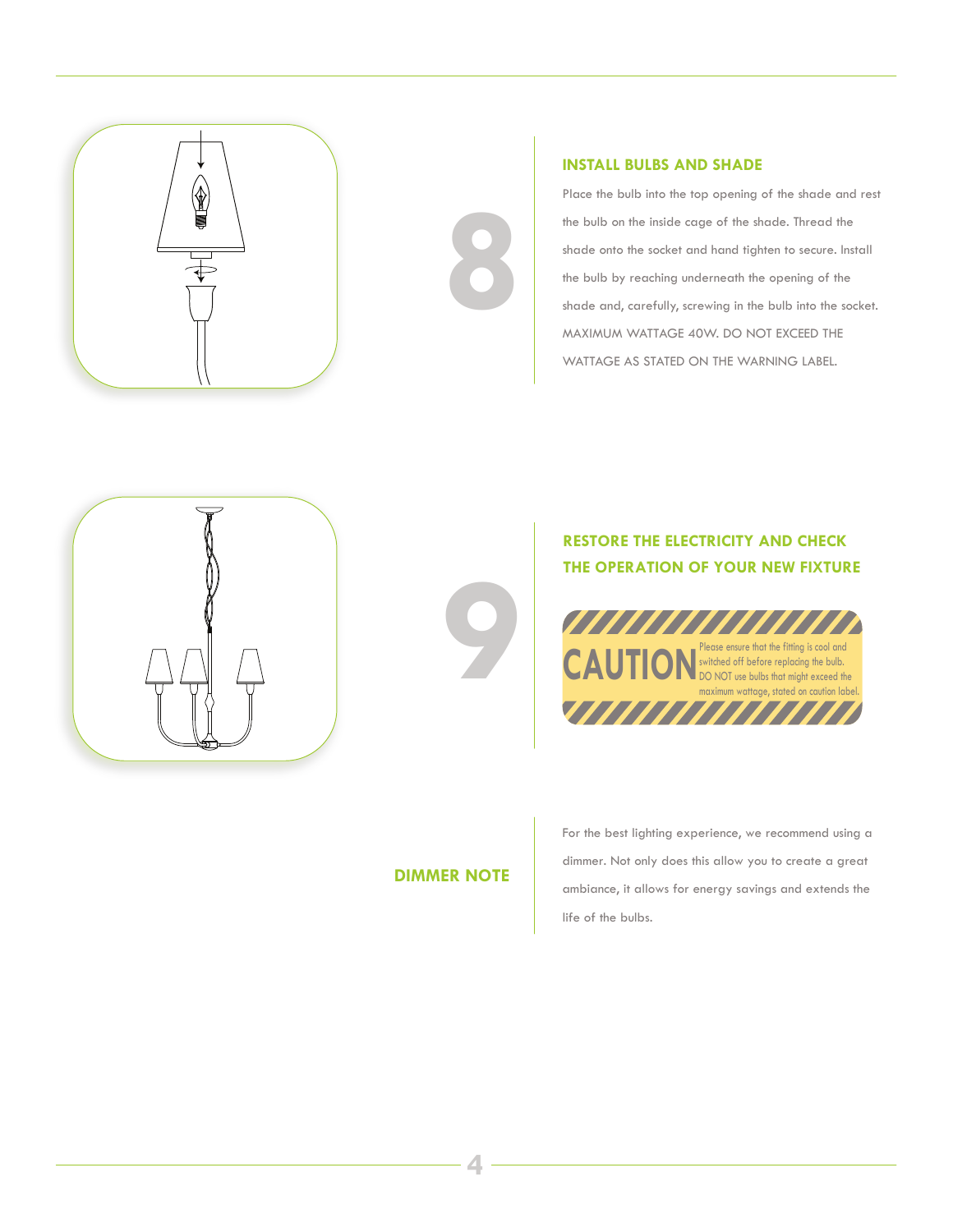8

## INSTALL BULBS AND SHADE

Place the bulb into the top opening of the shade and rest the bulb on the inside cage of the shade. Thread the shade onto the socket and hand tighten to secure. Install the bulb by reaching underneath the opening of the shade and, carefully, screwing in the bulb into the socket. MAXIMUM WATTAGE 40W. DO NOT EXCEED THE WATTAGE AS STATED ON THE WARNING LABEL.

9

## RESTORE THE ELECTRICITY AND CHECK THE OPERATION OF YOUR NEW FIXTURE

**CAUTION** Please ensure that the fitting is cool and switched off before replacing the bulb. DO NOT use bulbs that might exceed the maximum wattage, stated on caution label.

## DIMMER NOTE

For the best lighting experience, we recommend using a dimmer. Not only does this allow you to create a great ambiance, it allows for energy savings and extends the life of the bulbs.